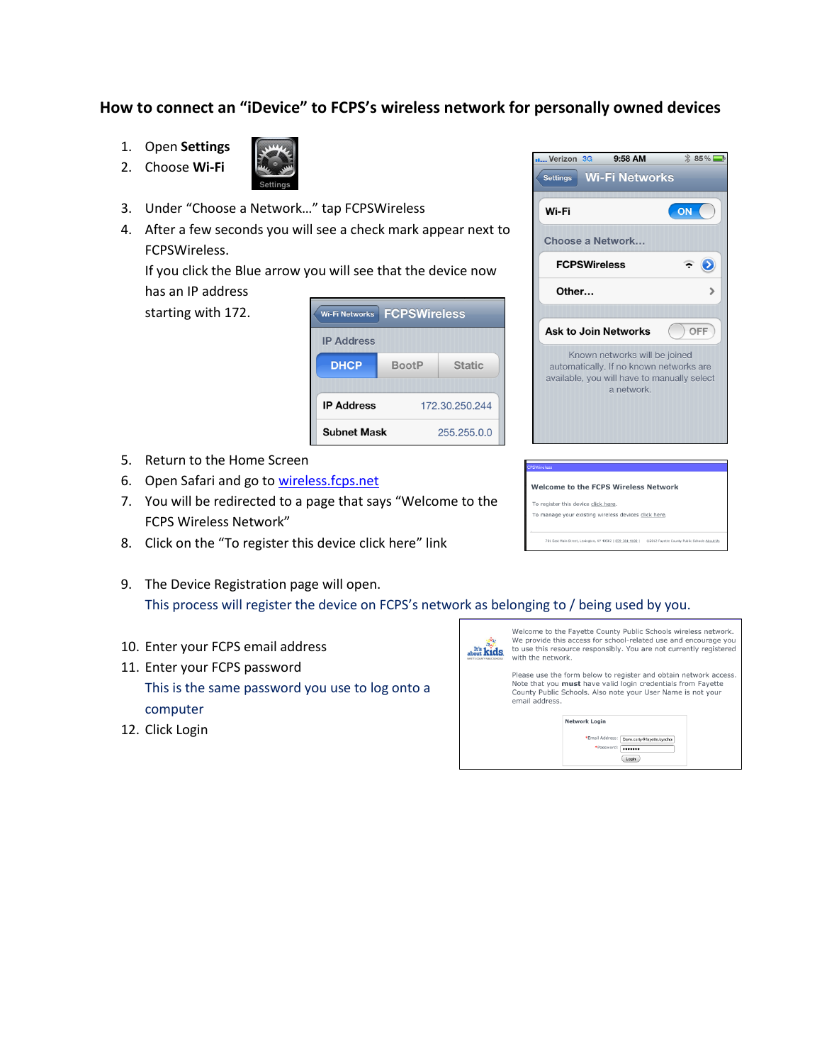# How to connect an "iDevice" to FCPS's wireless network for personally owned devices

1. Open **Settings**
2. Choose **Wi-Fi**
3. Under "Choose a Network…" tap FCPSWireless
4. After a few seconds you will see a check mark appear next to FCPSWireless.

   If you click the Blue arrow you will see that the device now has an IP address starting with 172.
5. Return to the Home Screen
6. Open Safari and go to [wireless.fcps.net](wireless.fcps.net)
7. You will be redirected to a page that says "Welcome to the FCPS Wireless Network"
8. Click on the "To register this device click here" link
9. The Device Registration page will open.

   This process will register the device on FCPS's network as belonging to / being used by you.
10. Enter your FCPS email address
11. Enter your FCPS password

    This is the same password you use to log onto a computer
12. Click Login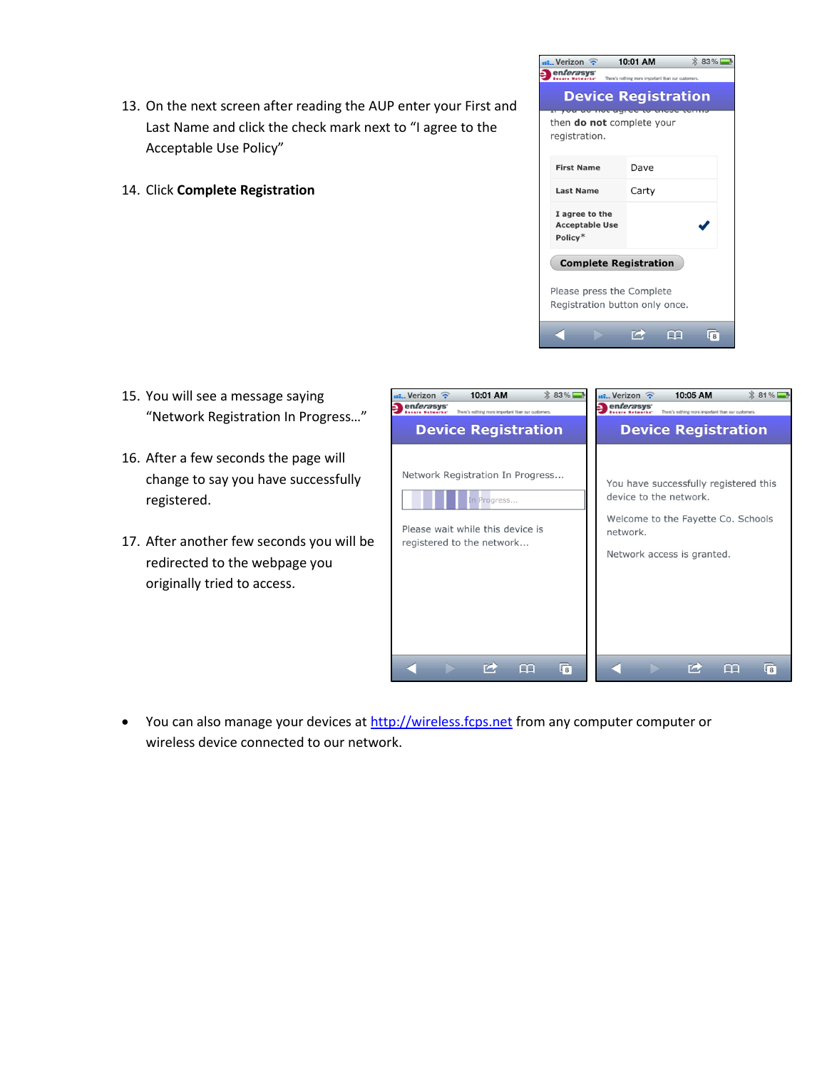13. On the next screen after reading the AUP enter your First and Last Name and click the check mark next to "I agree to the Acceptable Use Policy"

14. Click **Complete Registration**

15. You will see a message saying "Network Registration In Progress…"

16. After a few seconds the page will change to say you have successfully registered.

17. After another few seconds you will be redirected to the webpage you originally tried to access.

- You can also manage your devices at [http://wireless.fcps.net](http://wireless.fcps.net) from any computer computer or wireless device connected to our network.